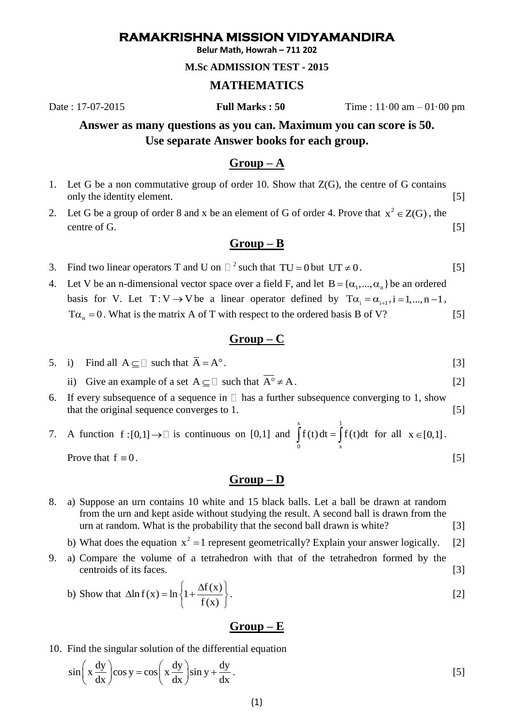# RAMAKRISHNA MISSION VIDYAMANDIRA

**Belur Math, Howrah – 711 202**

**M.Sc ADMISSION TEST - 2015**

## MATHEMATICS

Date : 17-07-2015 **Full Marks : 50** Time : 11·00 am – 01·00 pm

**Answer as many questions as you can. Maximum you can score is 50.**
**Use separate Answer books for each group.**

## Group – A

1. Let G be a non commutative group of order 10. Show that Z(G), the centre of G contains only the identity element. [5]
2. Let G be a group of order 8 and x be an element of G of order 4. Prove that $x^2 \in Z(G)$, the centre of G. [5]

## Group – B

3. Find two linear operators T and U on $\mathbb{R}^2$ such that $TU = 0$ but $UT \neq 0$. [5]
4. Let V be an n-dimensional vector space over a field F, and let $B = \{\alpha_1, ..., \alpha_n\}$ be an ordered basis for V. Let $T: V \to V$ be a linear operator defined by $T\alpha_i = \alpha_{i+1}, i = 1, ..., n-1$, $T\alpha_n = 0$. What is the matrix A of T with respect to the ordered basis B of V? [5]

## Group – C

5. i) Find all $A \subseteq \mathbb{R}$ such that $\overline{A} = A^\circ$. [3]

   ii) Give an example of a set $A \subseteq \mathbb{R}$ such that $\overline{A^\circ} \neq A$. [2]
6. If every subsequence of a sequence in $\mathbb{R}$ has a further subsequence converging to 1, show that the original sequence converges to 1. [5]
7. A function $f:[0,1] \to \mathbb{R}$ is continuous on [0,1] and $\int_0^x f(t)\,dt = \int_x^1 f(t)dt$ for all $x \in [0,1]$. Prove that $f \equiv 0$. [5]

## Group – D

8. a) Suppose an urn contains 10 white and 15 black balls. Let a ball be drawn at random from the urn and kept aside without studying the result. A second ball is drawn from the urn at random. What is the probability that the second ball drawn is white? [3]

   b) What does the equation $x^2 = 1$ represent geometrically? Explain your answer logically. [2]
9. a) Compare the volume of a tetrahedron with that of the tetrahedron formed by the centroids of its faces. [3]

   b) Show that $\Delta \ln f(x) = \ln\left\{1 + \frac{\Delta f(x)}{f(x)}\right\}$. [2]

## Group – E

10. Find the singular solution of the differential equation

$$\sin\left(x\frac{dy}{dx}\right)\cos y = \cos\left(x\frac{dy}{dx}\right)\sin y + \frac{dy}{dx}.$$ [5]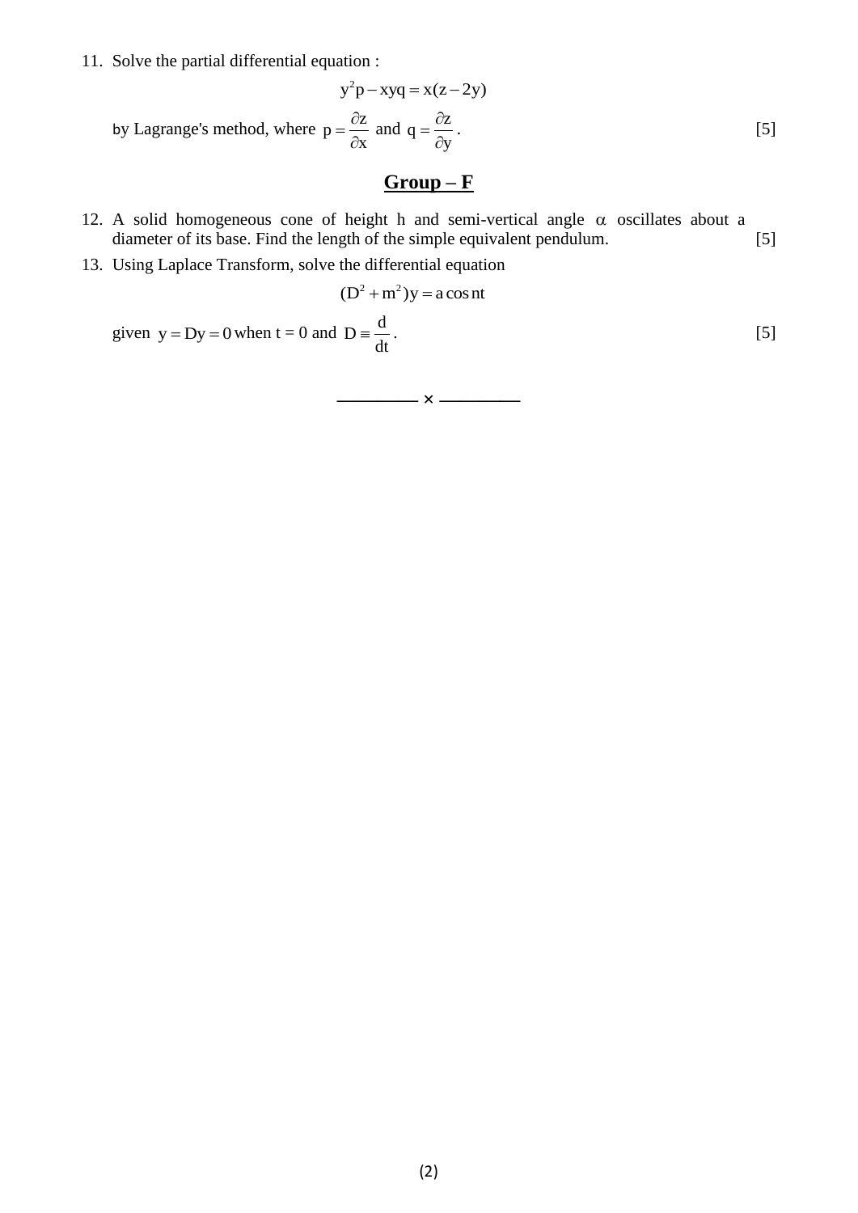11. Solve the partial differential equation :

$$y^2p - xyq = x(z - 2y)$$

by Lagrange's method, where $p = \frac{\partial z}{\partial x}$ and $q = \frac{\partial z}{\partial y}$. [5]

## Group – F

12. A solid homogeneous cone of height h and semi-vertical angle $\alpha$ oscillates about a diameter of its base. Find the length of the simple equivalent pendulum. [5]

13. Using Laplace Transform, solve the differential equation

$$(D^2 + m^2)y = a\cos nt$$

given $y = Dy = 0$ when t = 0 and $D \equiv \frac{d}{dt}$. [5]

———— × ————